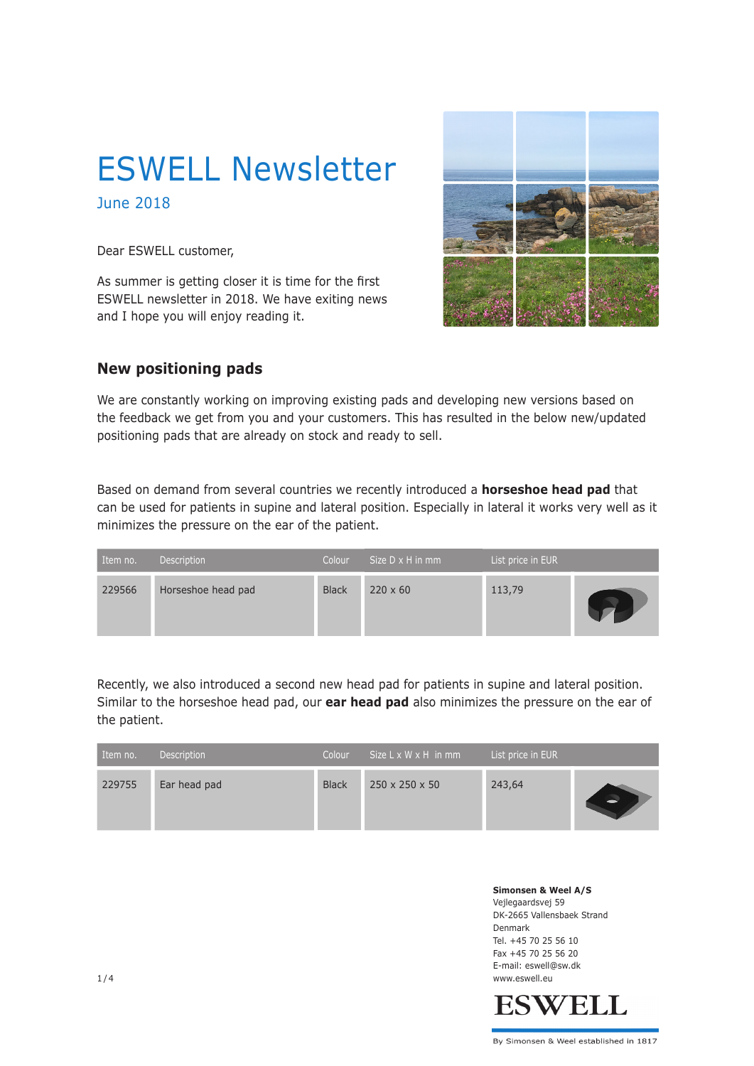# ESWELL Newsletter

June 2018

Dear ESWELL customer,

As summer is getting closer it is time for the first ESWELL newsletter in 2018. We have exiting news and I hope you will enjoy reading it.

## New positioning pads

We are constantly working on improving existing pads and developing new versions based on the feedback we get from you and your customers. This has resulted in the below new/updated positioning pads that are already on stock and ready to sell.

Based on demand from several countries we recently introduced a **horseshoe head pad** that can be used for patients in supine and lateral position. Especially in lateral it works very well as it minimizes the pressure on the ear of the patient.

| Item no. | Description | Colour | Size D x H in mm | List price in EUR | |
|---|---|---|---|---|---|
| 229566 | Horseshoe head pad | Black | 220 x 60 | 113,79 | |

Recently, we also introduced a second new head pad for patients in supine and lateral position. Similar to the horseshoe head pad, our **ear head pad** also minimizes the pressure on the ear of the patient.

| Item no. | Description | Colour | Size L x W x H in mm | List price in EUR | |
|---|---|---|---|---|---|
| 229755 | Ear head pad | Black | 250 x 250 x 50 | 243,64 | |

**Simonsen & Weel A/S**
Vejlegaardsvej 59
DK-2665 Vallensbaek Strand
Denmark
Tel. +45 70 25 56 10
Fax +45 70 25 56 20
E-mail: eswell@sw.dk
www.eswell.eu

ESWELL

By Simonsen & Weel established in 1817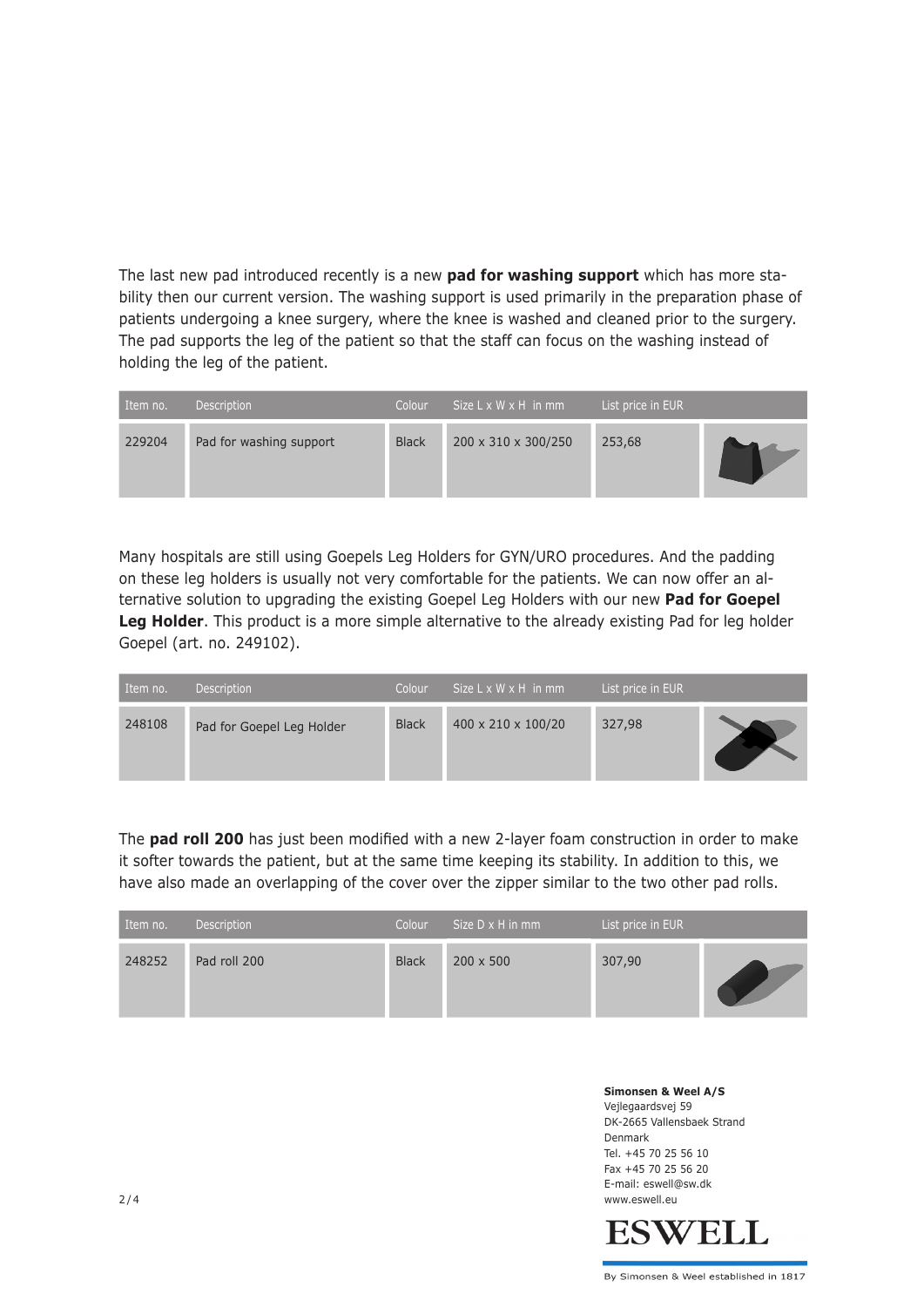The last new pad introduced recently is a new **pad for washing support** which has more stability then our current version. The washing support is used primarily in the preparation phase of patients undergoing a knee surgery, where the knee is washed and cleaned prior to the surgery. The pad supports the leg of the patient so that the staff can focus on the washing instead of holding the leg of the patient.

| Item no. | Description | Colour | Size L x W x H in mm | List price in EUR | |
|---|---|---|---|---|---|
| 229204 | Pad for washing support | Black | 200 x 310 x 300/250 | 253,68 | |

Many hospitals are still using Goepels Leg Holders for GYN/URO procedures. And the padding on these leg holders is usually not very comfortable for the patients. We can now offer an alternative solution to upgrading the existing Goepel Leg Holders with our new **Pad for Goepel Leg Holder**. This product is a more simple alternative to the already existing Pad for leg holder Goepel (art. no. 249102).

| Item no. | Description | Colour | Size L x W x H in mm | List price in EUR | |
|---|---|---|---|---|---|
| 248108 | Pad for Goepel Leg Holder | Black | 400 x 210 x 100/20 | 327,98 | |

The **pad roll 200** has just been modified with a new 2-layer foam construction in order to make it softer towards the patient, but at the same time keeping its stability. In addition to this, we have also made an overlapping of the cover over the zipper similar to the two other pad rolls.

| Item no. | Description | Colour | Size D x H in mm | List price in EUR | |
|---|---|---|---|---|---|
| 248252 | Pad roll 200 | Black | 200 x 500 | 307,90 | |

**Simonsen & Weel A/S**
Vejlegaardsvej 59
DK-2665 Vallensbaek Strand
Denmark
Tel. +45 70 25 56 10
Fax +45 70 25 56 20
E-mail: eswell@sw.dk
www.eswell.eu

ESWELL

By Simonsen & Weel established in 1817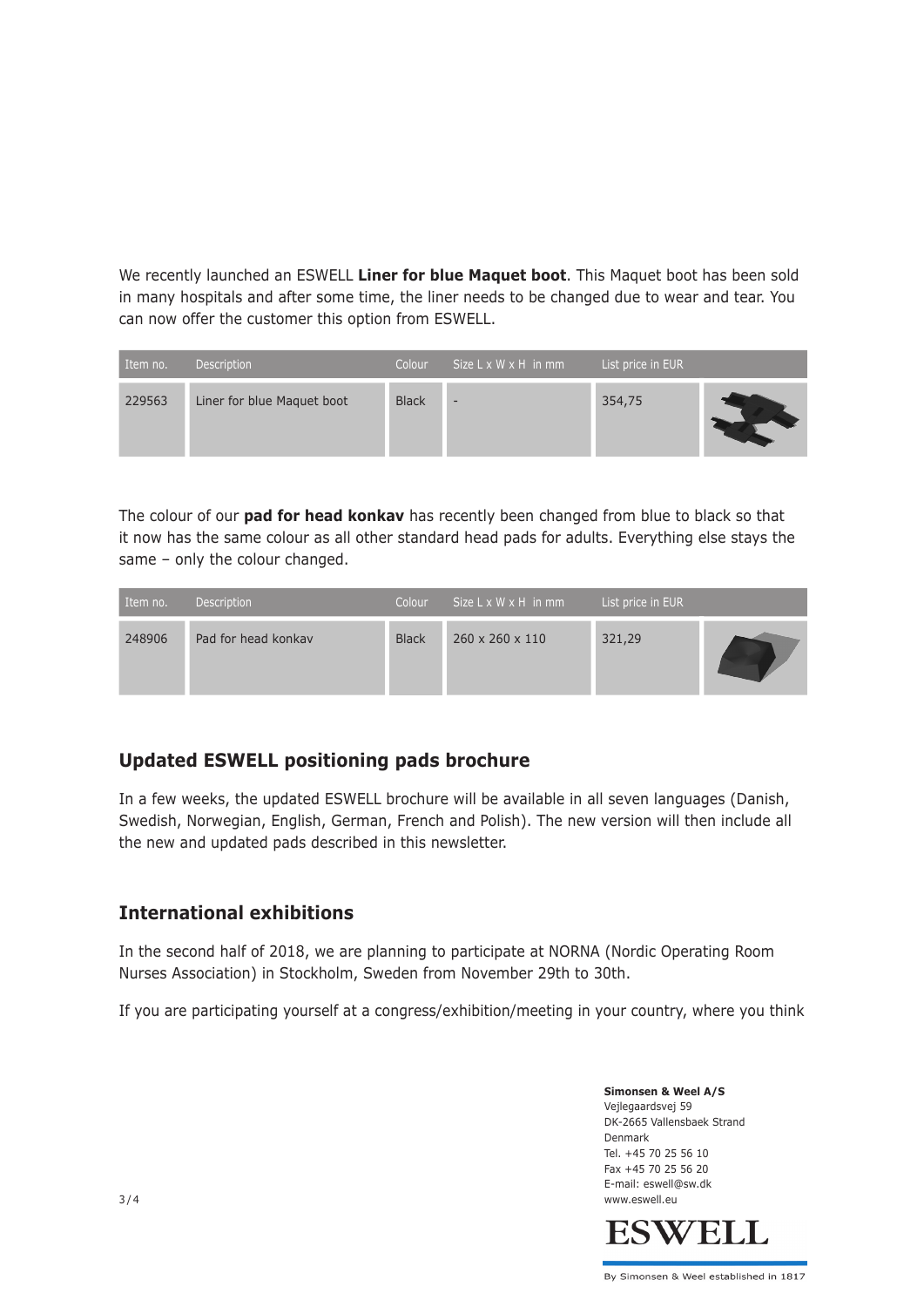We recently launched an ESWELL **Liner for blue Maquet boot**. This Maquet boot has been sold in many hospitals and after some time, the liner needs to be changed due to wear and tear. You can now offer the customer this option from ESWELL.

| Item no. | Description | Colour | Size L x W x H in mm | List price in EUR | |
|---|---|---|---|---|---|
| 229563 | Liner for blue Maquet boot | Black | - | 354,75 | |

The colour of our **pad for head konkav** has recently been changed from blue to black so that it now has the same colour as all other standard head pads for adults. Everything else stays the same – only the colour changed.

| Item no. | Description | Colour | Size L x W x H in mm | List price in EUR | |
|---|---|---|---|---|---|
| 248906 | Pad for head konkav | Black | 260 x 260 x 110 | 321,29 | |

## Updated ESWELL positioning pads brochure

In a few weeks, the updated ESWELL brochure will be available in all seven languages (Danish, Swedish, Norwegian, English, German, French and Polish). The new version will then include all the new and updated pads described in this newsletter.

## International exhibitions

In the second half of 2018, we are planning to participate at NORNA (Nordic Operating Room Nurses Association) in Stockholm, Sweden from November 29th to 30th.

If you are participating yourself at a congress/exhibition/meeting in your country, where you think

**Simonsen & Weel A/S**
Vejlegaardsvej 59
DK-2665 Vallensbaek Strand
Denmark
Tel. +45 70 25 56 10
Fax +45 70 25 56 20
E-mail: eswell@sw.dk
www.eswell.eu

ESWELL
By Simonsen & Weel established in 1817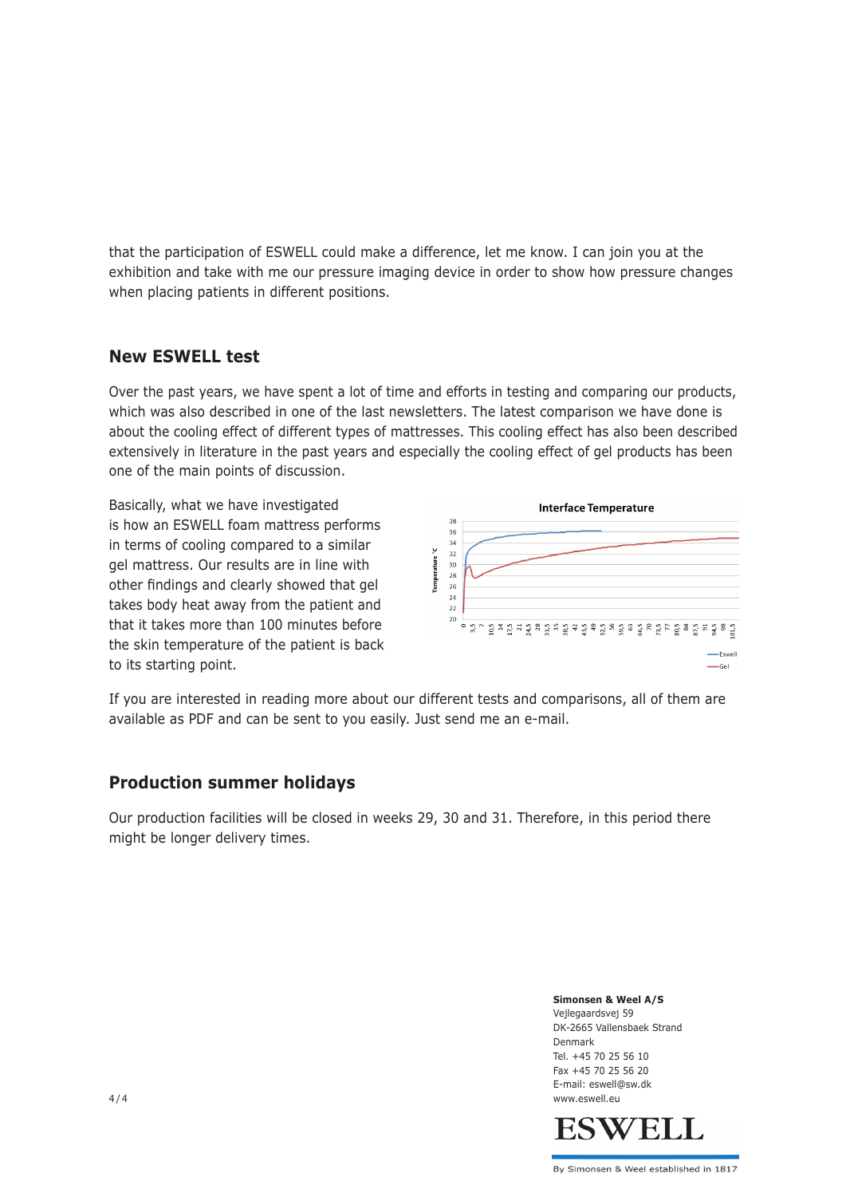that the participation of ESWELL could make a difference, let me know. I can join you at the exhibition and take with me our pressure imaging device in order to show how pressure changes when placing patients in different positions.

## New ESWELL test

Over the past years, we have spent a lot of time and efforts in testing and comparing our products, which was also described in one of the last newsletters. The latest comparison we have done is about the cooling effect of different types of mattresses. This cooling effect has also been described extensively in literature in the past years and especially the cooling effect of gel products has been one of the main points of discussion.

Basically, what we have investigated is how an ESWELL foam mattress performs in terms of cooling compared to a similar gel mattress. Our results are in line with other findings and clearly showed that gel takes body heat away from the patient and that it takes more than 100 minutes before the skin temperature of the patient is back to its starting point.

Interface Temperature

Temperature °C

38
36
34
32
30
28
26
24
22
20

0 3,5 7 10,5 14 17,5 21 24,5 28 31,5 35 38,5 42 45,5 49 52,5 56 59,5 63 66,5 70 73,5 77 80,5 84 87,5 91 94,5 98 101,5

Eswell
Gel

If you are interested in reading more about our different tests and comparisons, all of them are available as PDF and can be sent to you easily. Just send me an e-mail.

## Production summer holidays

Our production facilities will be closed in weeks 29, 30 and 31. Therefore, in this period there might be longer delivery times.

**Simonsen & Weel A/S**
Vejlegaardsvej 59
DK-2665 Vallensbaek Strand
Denmark
Tel. +45 70 25 56 10
Fax +45 70 25 56 20
E-mail: eswell@sw.dk
www.eswell.eu

ESWELL

By Simonsen & Weel established in 1817